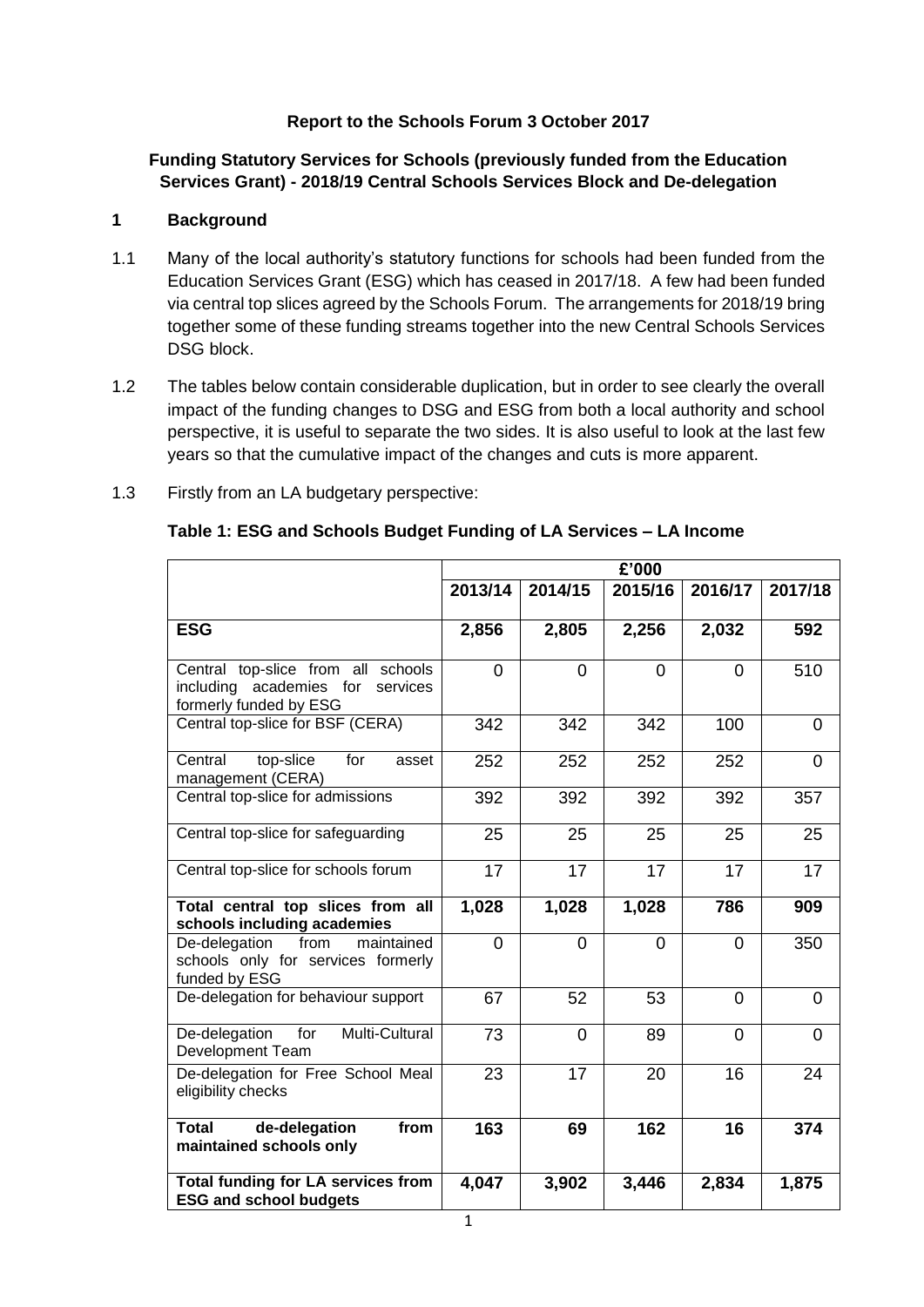**Report to the Schools Forum 3 October 2017**

**Funding Statutory Services for Schools (previously funded from the Education Services Grant) - 2018/19 Central Schools Services Block and De-delegation**

## 1 Background

1.1 Many of the local authority's statutory functions for schools had been funded from the Education Services Grant (ESG) which has ceased in 2017/18. A few had been funded via central top slices agreed by the Schools Forum. The arrangements for 2018/19 bring together some of these funding streams together into the new Central Schools Services DSG block.

1.2 The tables below contain considerable duplication, but in order to see clearly the overall impact of the funding changes to DSG and ESG from both a local authority and school perspective, it is useful to separate the two sides. It is also useful to look at the last few years so that the cumulative impact of the changes and cuts is more apparent.

1.3 Firstly from an LA budgetary perspective:

**Table 1: ESG and Schools Budget Funding of LA Services – LA Income**

| | £'000 | | | | |
|---|---|---|---|---|---|
| | **2013/14** | **2014/15** | **2015/16** | **2016/17** | **2017/18** |
| **ESG** | **2,856** | **2,805** | **2,256** | **2,032** | **592** |
| Central top-slice from all schools including academies for services formerly funded by ESG | 0 | 0 | 0 | 0 | 510 |
| Central top-slice for BSF (CERA) | 342 | 342 | 342 | 100 | 0 |
| Central top-slice for asset management (CERA) | 252 | 252 | 252 | 252 | 0 |
| Central top-slice for admissions | 392 | 392 | 392 | 392 | 357 |
| Central top-slice for safeguarding | 25 | 25 | 25 | 25 | 25 |
| Central top-slice for schools forum | 17 | 17 | 17 | 17 | 17 |
| **Total central top slices from all schools including academies** | **1,028** | **1,028** | **1,028** | **786** | **909** |
| De-delegation from maintained schools only for services formerly funded by ESG | 0 | 0 | 0 | 0 | 350 |
| De-delegation for behaviour support | 67 | 52 | 53 | 0 | 0 |
| De-delegation for Multi-Cultural Development Team | 73 | 0 | 89 | 0 | 0 |
| De-delegation for Free School Meal eligibility checks | 23 | 17 | 20 | 16 | 24 |
| **Total de-delegation from maintained schools only** | **163** | **69** | **162** | **16** | **374** |
| **Total funding for LA services from ESG and school budgets** | **4,047** | **3,902** | **3,446** | **2,834** | **1,875** |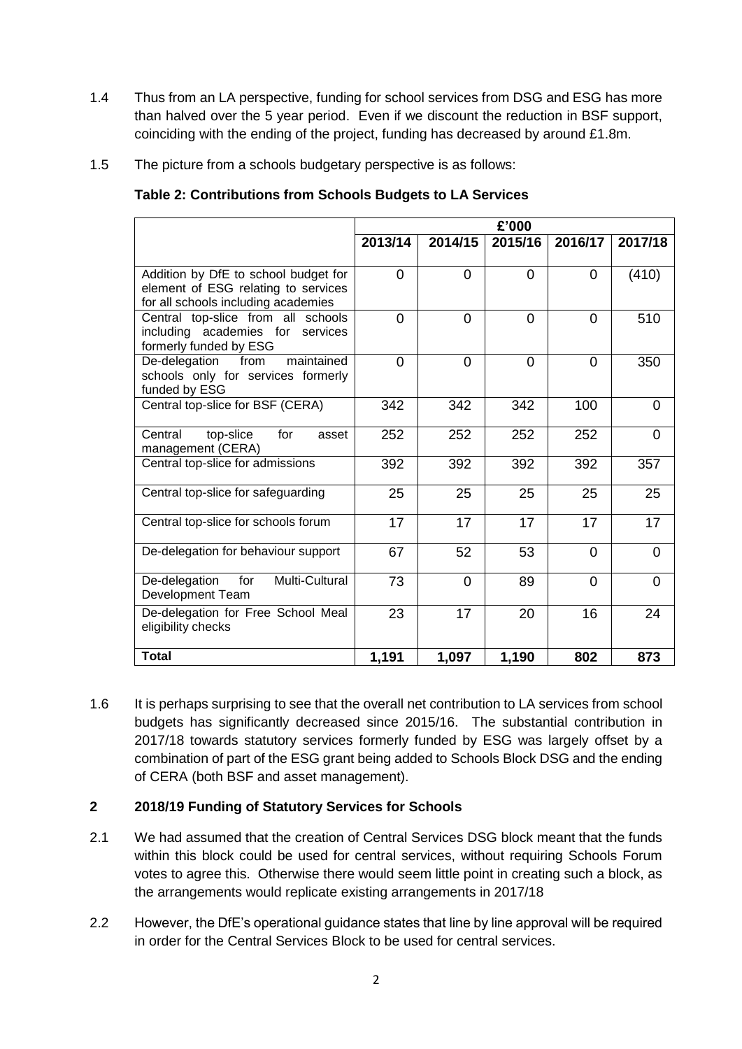1.4 Thus from an LA perspective, funding for school services from DSG and ESG has more than halved over the 5 year period. Even if we discount the reduction in BSF support, coinciding with the ending of the project, funding has decreased by around £1.8m.

1.5 The picture from a schools budgetary perspective is as follows:

**Table 2: Contributions from Schools Budgets to LA Services**

| | £'000 | | | | |
|---|---|---|---|---|---|
| | **2013/14** | **2014/15** | **2015/16** | **2016/17** | **2017/18** |
| Addition by DfE to school budget for element of ESG relating to services for all schools including academies | 0 | 0 | 0 | 0 | (410) |
| Central top-slice from all schools including academies for services formerly funded by ESG | 0 | 0 | 0 | 0 | 510 |
| De-delegation from maintained schools only for services formerly funded by ESG | 0 | 0 | 0 | 0 | 350 |
| Central top-slice for BSF (CERA) | 342 | 342 | 342 | 100 | 0 |
| Central top-slice for asset management (CERA) | 252 | 252 | 252 | 252 | 0 |
| Central top-slice for admissions | 392 | 392 | 392 | 392 | 357 |
| Central top-slice for safeguarding | 25 | 25 | 25 | 25 | 25 |
| Central top-slice for schools forum | 17 | 17 | 17 | 17 | 17 |
| De-delegation for behaviour support | 67 | 52 | 53 | 0 | 0 |
| De-delegation for Multi-Cultural Development Team | 73 | 0 | 89 | 0 | 0 |
| De-delegation for Free School Meal eligibility checks | 23 | 17 | 20 | 16 | 24 |
| **Total** | **1,191** | **1,097** | **1,190** | **802** | **873** |

1.6 It is perhaps surprising to see that the overall net contribution to LA services from school budgets has significantly decreased since 2015/16. The substantial contribution in 2017/18 towards statutory services formerly funded by ESG was largely offset by a combination of part of the ESG grant being added to Schools Block DSG and the ending of CERA (both BSF and asset management).

## 2 2018/19 Funding of Statutory Services for Schools

2.1 We had assumed that the creation of Central Services DSG block meant that the funds within this block could be used for central services, without requiring Schools Forum votes to agree this. Otherwise there would seem little point in creating such a block, as the arrangements would replicate existing arrangements in 2017/18

2.2 However, the DfE's operational guidance states that line by line approval will be required in order for the Central Services Block to be used for central services.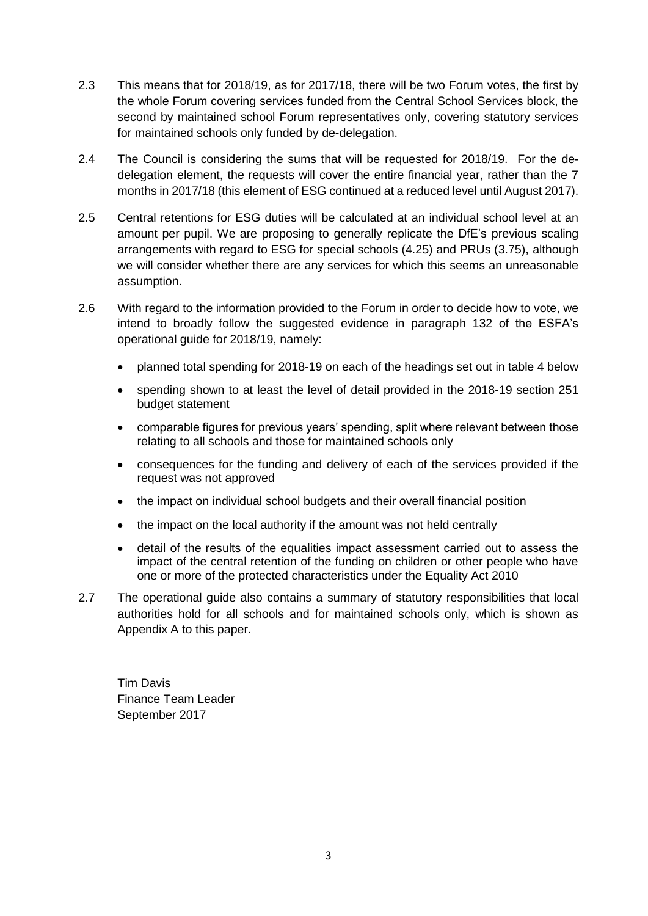2.3 This means that for 2018/19, as for 2017/18, there will be two Forum votes, the first by the whole Forum covering services funded from the Central School Services block, the second by maintained school Forum representatives only, covering statutory services for maintained schools only funded by de-delegation.

2.4 The Council is considering the sums that will be requested for 2018/19. For the de-delegation element, the requests will cover the entire financial year, rather than the 7 months in 2017/18 (this element of ESG continued at a reduced level until August 2017).

2.5 Central retentions for ESG duties will be calculated at an individual school level at an amount per pupil. We are proposing to generally replicate the DfE's previous scaling arrangements with regard to ESG for special schools (4.25) and PRUs (3.75), although we will consider whether there are any services for which this seems an unreasonable assumption.

2.6 With regard to the information provided to the Forum in order to decide how to vote, we intend to broadly follow the suggested evidence in paragraph 132 of the ESFA's operational guide for 2018/19, namely:

- planned total spending for 2018-19 on each of the headings set out in table 4 below
- spending shown to at least the level of detail provided in the 2018-19 section 251 budget statement
- comparable figures for previous years' spending, split where relevant between those relating to all schools and those for maintained schools only
- consequences for the funding and delivery of each of the services provided if the request was not approved
- the impact on individual school budgets and their overall financial position
- the impact on the local authority if the amount was not held centrally
- detail of the results of the equalities impact assessment carried out to assess the impact of the central retention of the funding on children or other people who have one or more of the protected characteristics under the Equality Act 2010

2.7 The operational guide also contains a summary of statutory responsibilities that local authorities hold for all schools and for maintained schools only, which is shown as Appendix A to this paper.

Tim Davis
Finance Team Leader
September 2017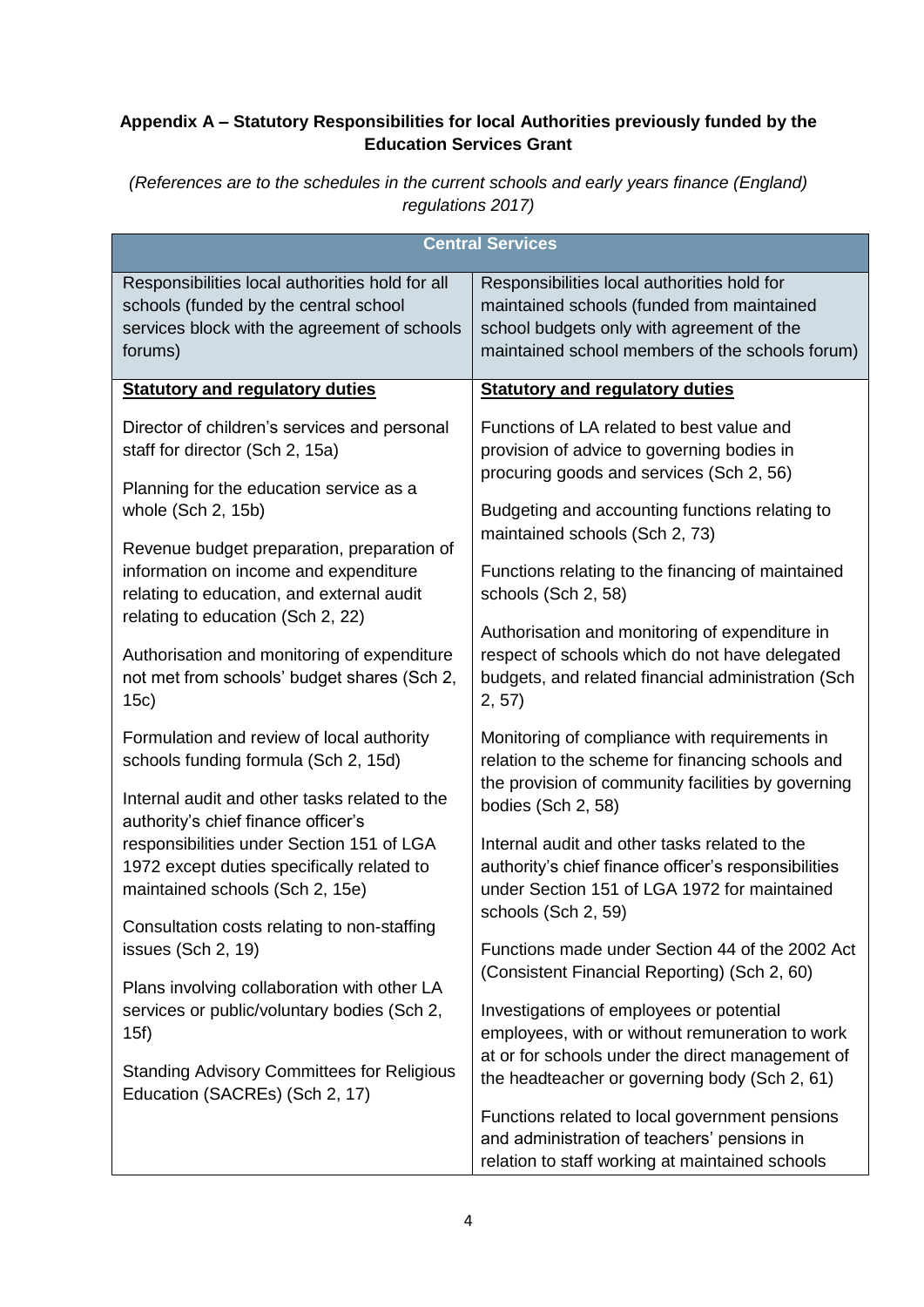**Appendix A – Statutory Responsibilities for local Authorities previously funded by the Education Services Grant**

*(References are to the schedules in the current schools and early years finance (England) regulations 2017)*

| Central Services | |
|---|---|
| Responsibilities local authorities hold for all schools (funded by the central school services block with the agreement of schools forums) | Responsibilities local authorities hold for maintained schools (funded from maintained school budgets only with agreement of the maintained school members of the schools forum) |
| **Statutory and regulatory duties** | **Statutory and regulatory duties** |
| Director of children's services and personal staff for director (Sch 2, 15a)<br><br>Planning for the education service as a whole (Sch 2, 15b)<br><br>Revenue budget preparation, preparation of information on income and expenditure relating to education, and external audit relating to education (Sch 2, 22)<br><br>Authorisation and monitoring of expenditure not met from schools' budget shares (Sch 2, 15c)<br><br>Formulation and review of local authority schools funding formula (Sch 2, 15d)<br><br>Internal audit and other tasks related to the authority's chief finance officer's responsibilities under Section 151 of LGA 1972 except duties specifically related to maintained schools (Sch 2, 15e)<br><br>Consultation costs relating to non-staffing issues (Sch 2, 19)<br><br>Plans involving collaboration with other LA services or public/voluntary bodies (Sch 2, 15f)<br><br>Standing Advisory Committees for Religious Education (SACREs) (Sch 2, 17) | Functions of LA related to best value and provision of advice to governing bodies in procuring goods and services (Sch 2, 56)<br><br>Budgeting and accounting functions relating to maintained schools (Sch 2, 73)<br><br>Functions relating to the financing of maintained schools (Sch 2, 58)<br><br>Authorisation and monitoring of expenditure in respect of schools which do not have delegated budgets, and related financial administration (Sch 2, 57)<br><br>Monitoring of compliance with requirements in relation to the scheme for financing schools and the provision of community facilities by governing bodies (Sch 2, 58)<br><br>Internal audit and other tasks related to the authority's chief finance officer's responsibilities under Section 151 of LGA 1972 for maintained schools (Sch 2, 59)<br><br>Functions made under Section 44 of the 2002 Act (Consistent Financial Reporting) (Sch 2, 60)<br><br>Investigations of employees or potential employees, with or without remuneration to work at or for schools under the direct management of the headteacher or governing body (Sch 2, 61)<br><br>Functions related to local government pensions and administration of teachers' pensions in relation to staff working at maintained schools |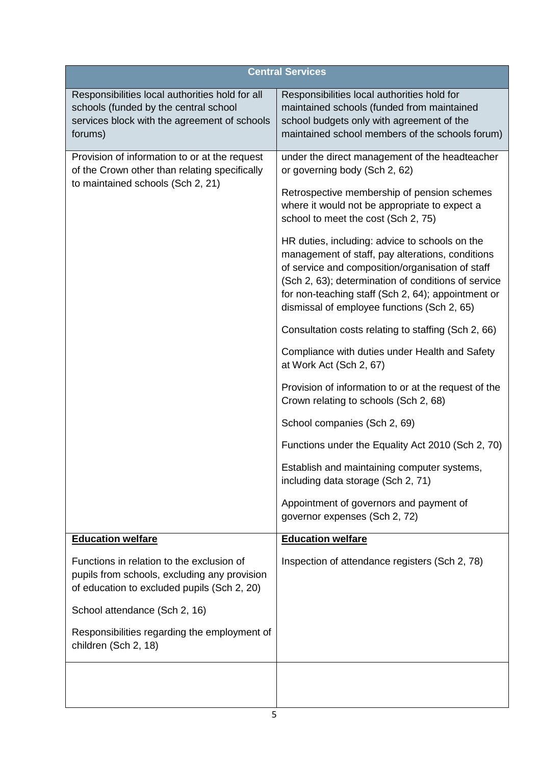| Central Services | |
|---|---|
| Responsibilities local authorities hold for all schools (funded by the central school services block with the agreement of schools forums) | Responsibilities local authorities hold for maintained schools (funded from maintained school budgets only with agreement of the maintained school members of the schools forum) |
| Provision of information to or at the request of the Crown other than relating specifically to maintained schools (Sch 2, 21) | under the direct management of the headteacher or governing body (Sch 2, 62)<br><br>Retrospective membership of pension schemes where it would not be appropriate to expect a school to meet the cost (Sch 2, 75)<br><br>HR duties, including: advice to schools on the management of staff, pay alterations, conditions of service and composition/organisation of staff (Sch 2, 63); determination of conditions of service for non-teaching staff (Sch 2, 64); appointment or dismissal of employee functions (Sch 2, 65)<br><br>Consultation costs relating to staffing (Sch 2, 66)<br><br>Compliance with duties under Health and Safety at Work Act (Sch 2, 67)<br><br>Provision of information to or at the request of the Crown relating to schools (Sch 2, 68)<br><br>School companies (Sch 2, 69)<br><br>Functions under the Equality Act 2010 (Sch 2, 70)<br><br>Establish and maintaining computer systems, including data storage (Sch 2, 71)<br><br>Appointment of governors and payment of governor expenses (Sch 2, 72) |
| **Education welfare**<br><br>Functions in relation to the exclusion of pupils from schools, excluding any provision of education to excluded pupils (Sch 2, 20)<br><br>School attendance (Sch 2, 16)<br><br>Responsibilities regarding the employment of children (Sch 2, 18) | **Education welfare**<br><br>Inspection of attendance registers (Sch 2, 78) |
| | |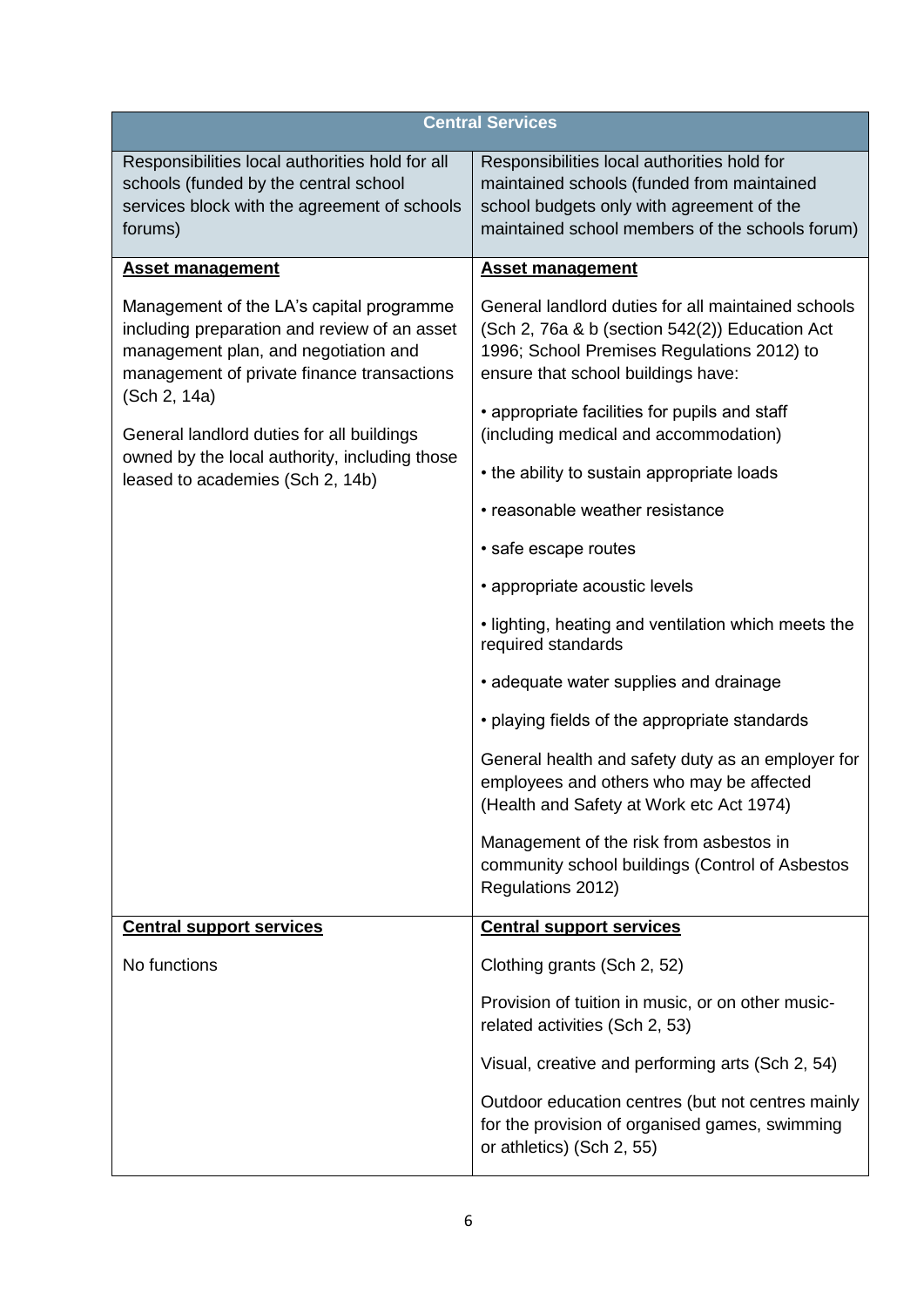| Central Services | |
|---|---|
| Responsibilities local authorities hold for all schools (funded by the central school services block with the agreement of schools forums) | Responsibilities local authorities hold for maintained schools (funded from maintained school budgets only with agreement of the maintained school members of the schools forum) |
| **Asset management**<br><br>Management of the LA's capital programme including preparation and review of an asset management plan, and negotiation and management of private finance transactions (Sch 2, 14a)<br><br>General landlord duties for all buildings owned by the local authority, including those leased to academies (Sch 2, 14b) | **Asset management**<br><br>General landlord duties for all maintained schools (Sch 2, 76a & b (section 542(2)) Education Act 1996; School Premises Regulations 2012) to ensure that school buildings have:<br><br>• appropriate facilities for pupils and staff (including medical and accommodation)<br><br>• the ability to sustain appropriate loads<br><br>• reasonable weather resistance<br><br>• safe escape routes<br><br>• appropriate acoustic levels<br><br>• lighting, heating and ventilation which meets the required standards<br><br>• adequate water supplies and drainage<br><br>• playing fields of the appropriate standards<br><br>General health and safety duty as an employer for employees and others who may be affected (Health and Safety at Work etc Act 1974)<br><br>Management of the risk from asbestos in community school buildings (Control of Asbestos Regulations 2012) |
| **Central support services**<br><br>No functions | **Central support services**<br><br>Clothing grants (Sch 2, 52)<br><br>Provision of tuition in music, or on other music-related activities (Sch 2, 53)<br><br>Visual, creative and performing arts (Sch 2, 54)<br><br>Outdoor education centres (but not centres mainly for the provision of organised games, swimming or athletics) (Sch 2, 55) |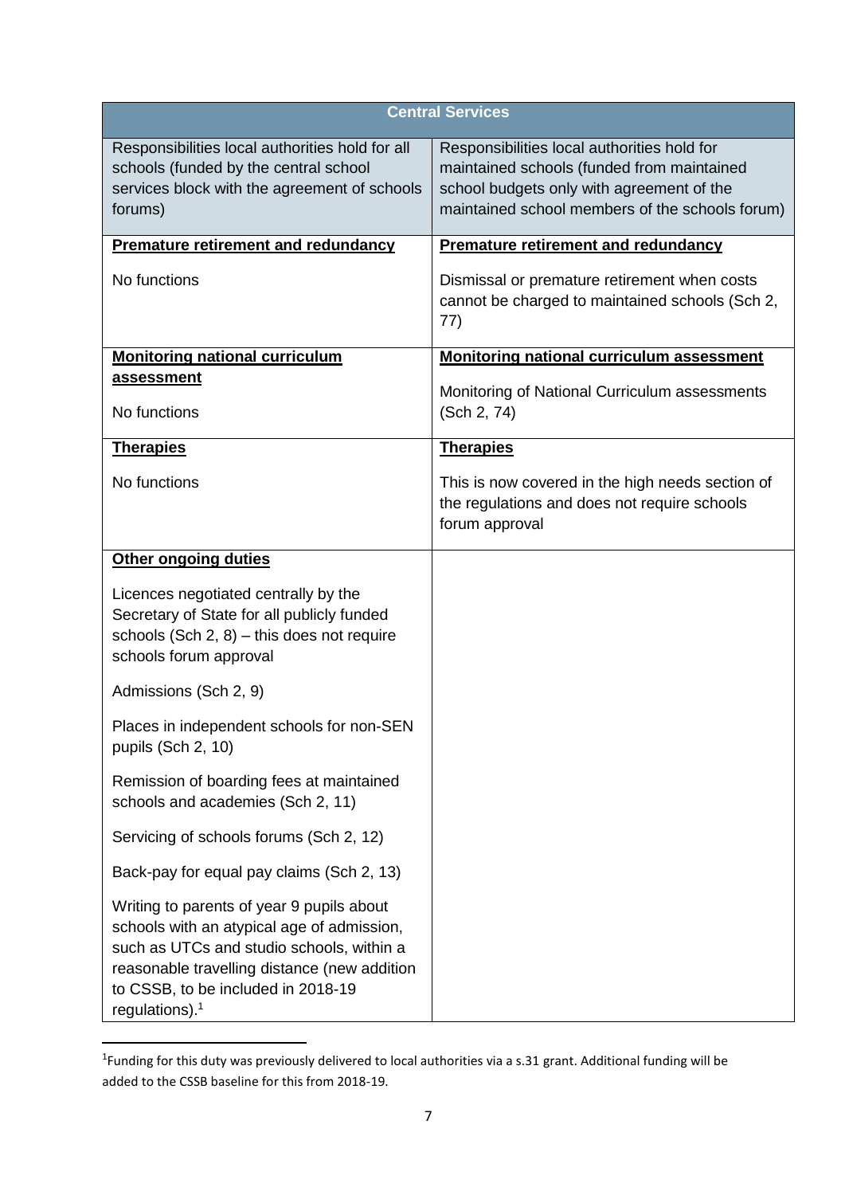| Central Services | |
|---|---|
| Responsibilities local authorities hold for all schools (funded by the central school services block with the agreement of schools forums) | Responsibilities local authorities hold for maintained schools (funded from maintained school budgets only with agreement of the maintained school members of the schools forum) |
| **Premature retirement and redundancy**<br><br>No functions | **Premature retirement and redundancy**<br><br>Dismissal or premature retirement when costs cannot be charged to maintained schools (Sch 2, 77) |
| **Monitoring national curriculum assessment**<br><br>No functions | **Monitoring national curriculum assessment**<br><br>Monitoring of National Curriculum assessments (Sch 2, 74) |
| **Therapies**<br><br>No functions | **Therapies**<br><br>This is now covered in the high needs section of the regulations and does not require schools forum approval |
| **Other ongoing duties**<br><br>Licences negotiated centrally by the Secretary of State for all publicly funded schools (Sch 2, 8) – this does not require schools forum approval<br><br>Admissions (Sch 2, 9)<br><br>Places in independent schools for non-SEN pupils (Sch 2, 10)<br><br>Remission of boarding fees at maintained schools and academies (Sch 2, 11)<br><br>Servicing of schools forums (Sch 2, 12)<br><br>Back-pay for equal pay claims (Sch 2, 13)<br><br>Writing to parents of year 9 pupils about schools with an atypical age of admission, such as UTCs and studio schools, within a reasonable travelling distance (new addition to CSSB, to be included in 2018-19 regulations).[1] | |

[1]Funding for this duty was previously delivered to local authorities via a s.31 grant. Additional funding will be added to the CSSB baseline for this from 2018-19.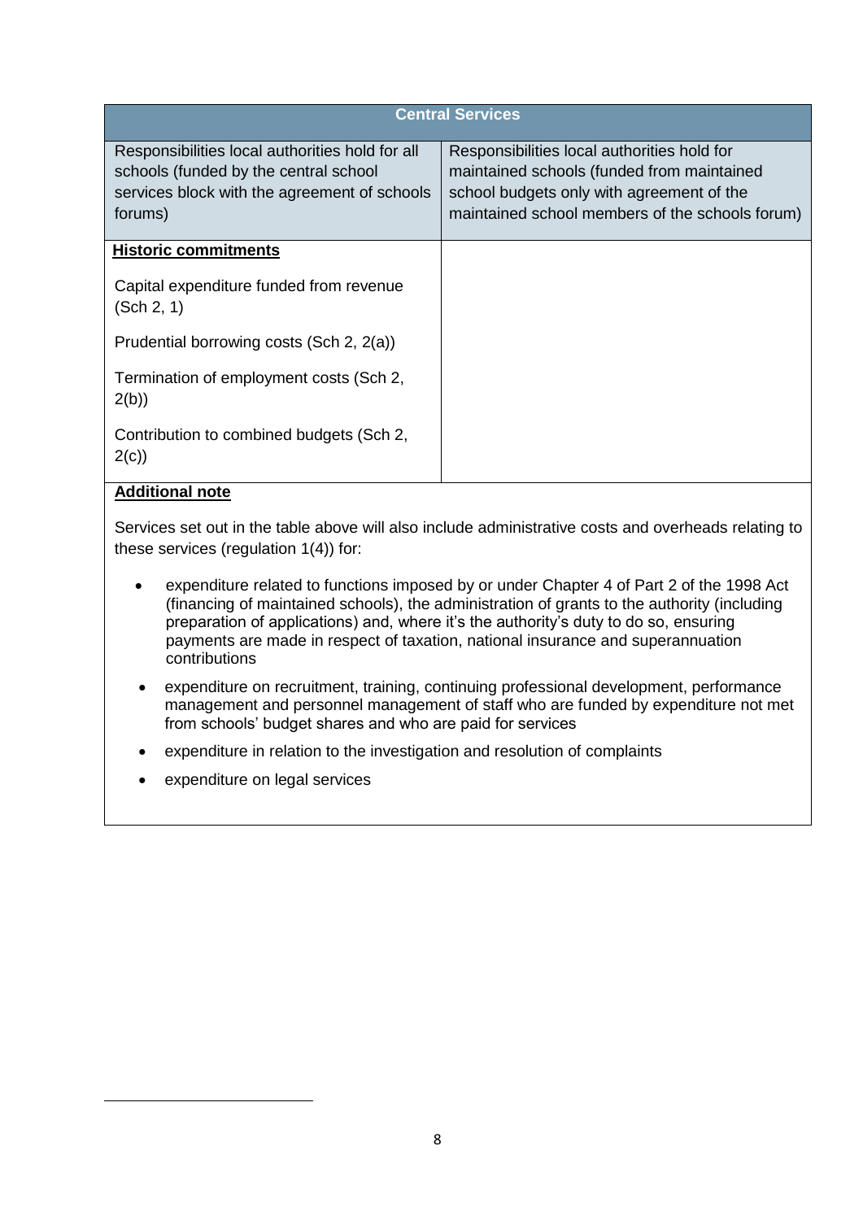| Central Services | |
|---|---|
| Responsibilities local authorities hold for all schools (funded by the central school services block with the agreement of schools forums) | Responsibilities local authorities hold for maintained schools (funded from maintained school budgets only with agreement of the maintained school members of the schools forum) |
| **Historic commitments**<br><br>Capital expenditure funded from revenue (Sch 2, 1)<br><br>Prudential borrowing costs (Sch 2, 2(a))<br><br>Termination of employment costs (Sch 2, 2(b))<br><br>Contribution to combined budgets (Sch 2, 2(c)) | |

**Additional note**

Services set out in the table above will also include administrative costs and overheads relating to these services (regulation 1(4)) for:

- expenditure related to functions imposed by or under Chapter 4 of Part 2 of the 1998 Act (financing of maintained schools), the administration of grants to the authority (including preparation of applications) and, where it's the authority's duty to do so, ensuring payments are made in respect of taxation, national insurance and superannuation contributions
- expenditure on recruitment, training, continuing professional development, performance management and personnel management of staff who are funded by expenditure not met from schools' budget shares and who are paid for services
- expenditure in relation to the investigation and resolution of complaints
- expenditure on legal services